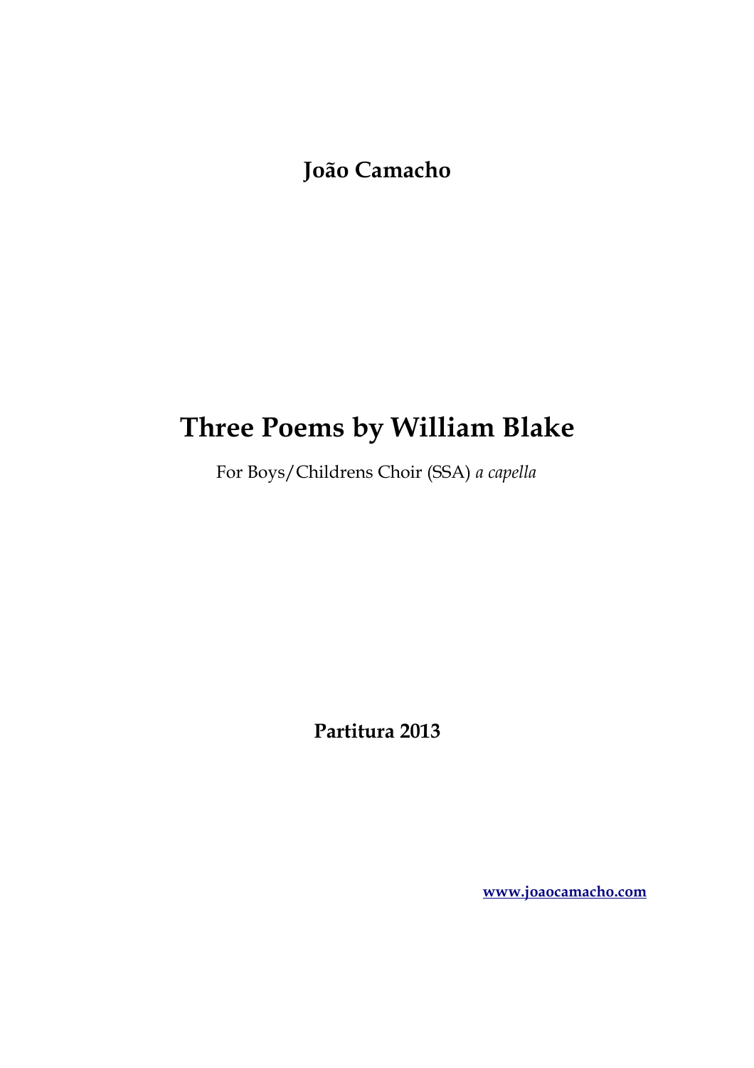**João Camacho**

# Three Poems by William Blake

For Boys/Childrens Choir (SSA) *a capella*

**Partitura 2013**

**www.joaocamacho.com**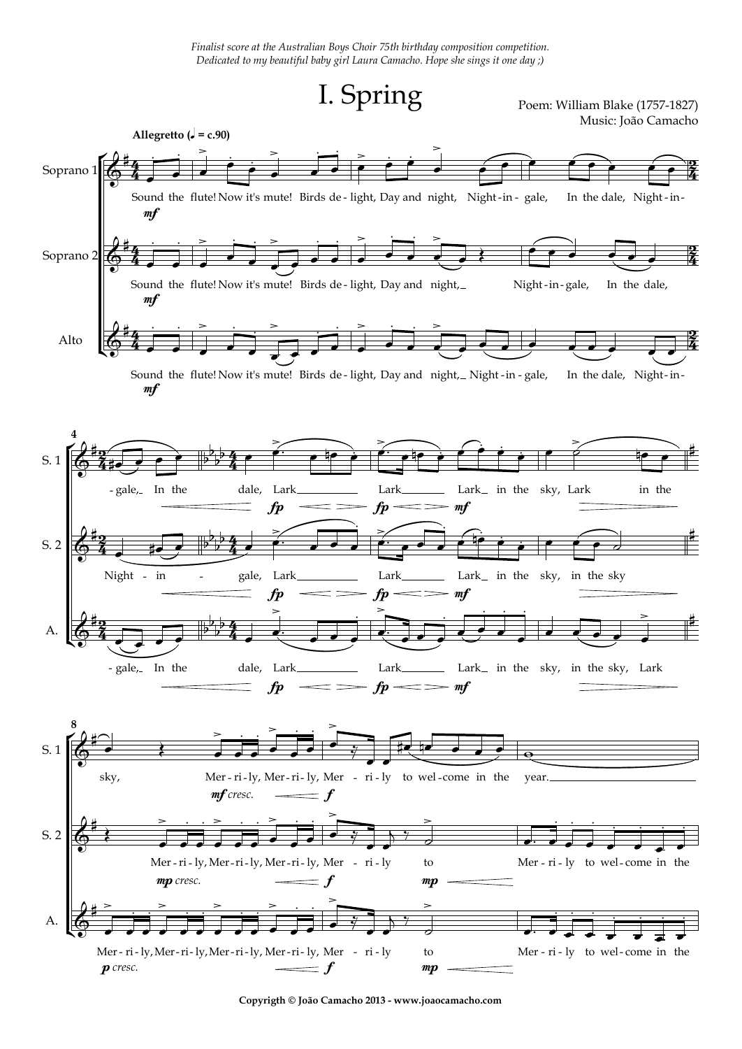*Finalist score at the Australian Boys Choir 75th birthday composition competition.*
*Dedicated to my beautiful baby girl Laura Camacho. Hope she sings it one day ;)*

# I. Spring

Poem: William Blake (1757-1827)
Music: João Camacho

**Copyrigth © João Camacho 2013 - www.joaocamacho.com**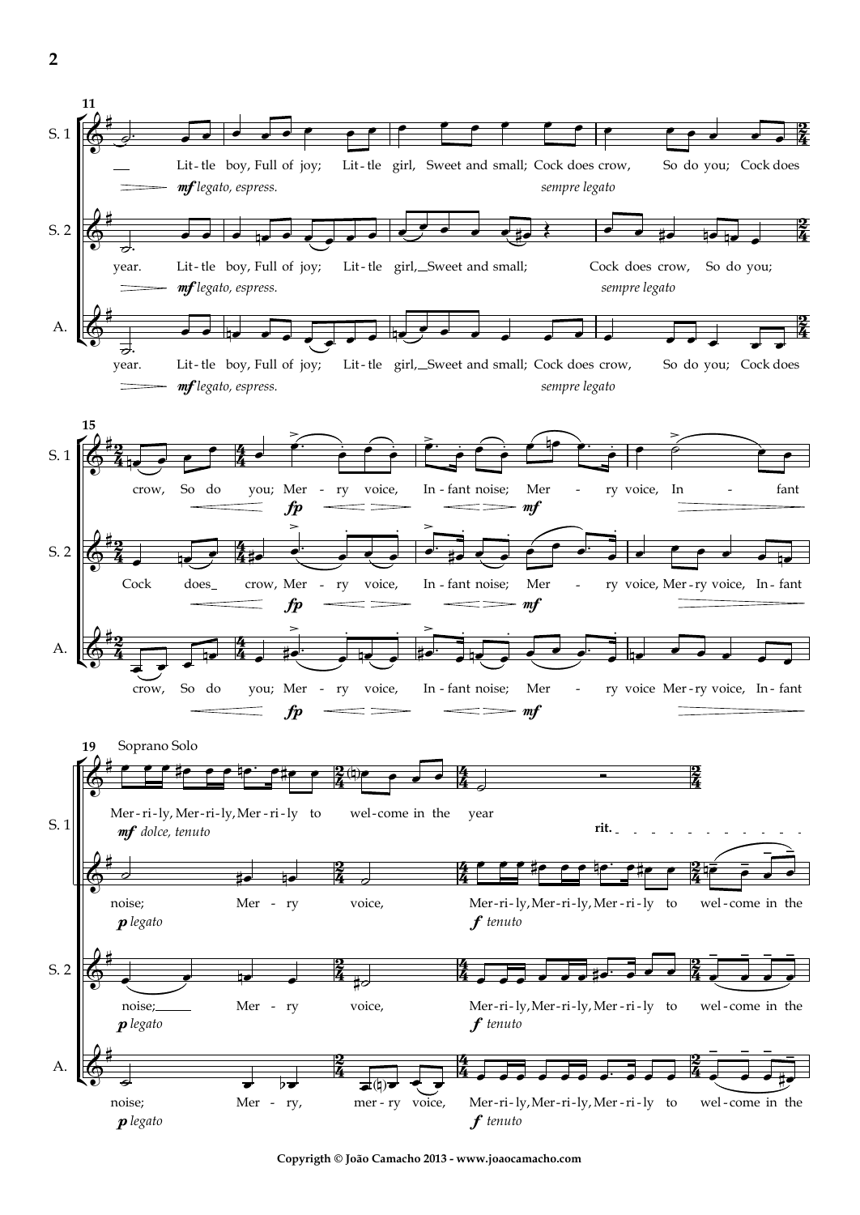**11**

**S. 1**
Lit-tle boy, Full of joy; Lit-tle girl, Sweet and small; Cock does crow, So do you; Cock does
*mf legato, espress.* — *sempre legato*

**S. 2**
year. Lit-tle boy, Full of joy; Lit-tle girl, Sweet and small; Cock does crow, So do you;
*mf legato, espress.* — *sempre legato*

**A.**
year. Lit-tle boy, Full of joy; Lit-tle girl, Sweet and small; Cock does crow, So do you; Cock does
*mf legato, espress.* — *sempre legato*

**15**

**S. 1**
crow, So do you; Mer - ry voice, In - fant noise; Mer - ry voice, In - fant
*fp* — *mf*

**S. 2**
Cock does crow, Mer - ry voice, In - fant noise; Mer - ry voice, Mer-ry voice, In - fant
*fp* — *mf*

**A.**
crow, So do you; Mer - ry voice, In - fant noise; Mer - ry voice Mer-ry voice, In - fant
*fp* — *mf*

**19** Soprano Solo

**S. 1** (Solo)
Mer-ri-ly, Mer-ri-ly, Mer-ri-ly to wel-come in the year
*mf dolce, tenuto* — **rit.**

**S. 1**
noise; Mer - ry voice, Mer-ri-ly, Mer-ri-ly, Mer-ri-ly to wel-come in the
*p legato* — *f tenuto*

**S. 2**
noise; Mer - ry voice, Mer-ri-ly, Mer-ri-ly, Mer-ri-ly to wel-come in the
*p legato* — *f tenuto*

**A.**
noise; Mer - ry, mer - ry voice, Mer-ri-ly, Mer-ri-ly, Mer-ri-ly to wel-come in the
*p legato* — *f tenuto*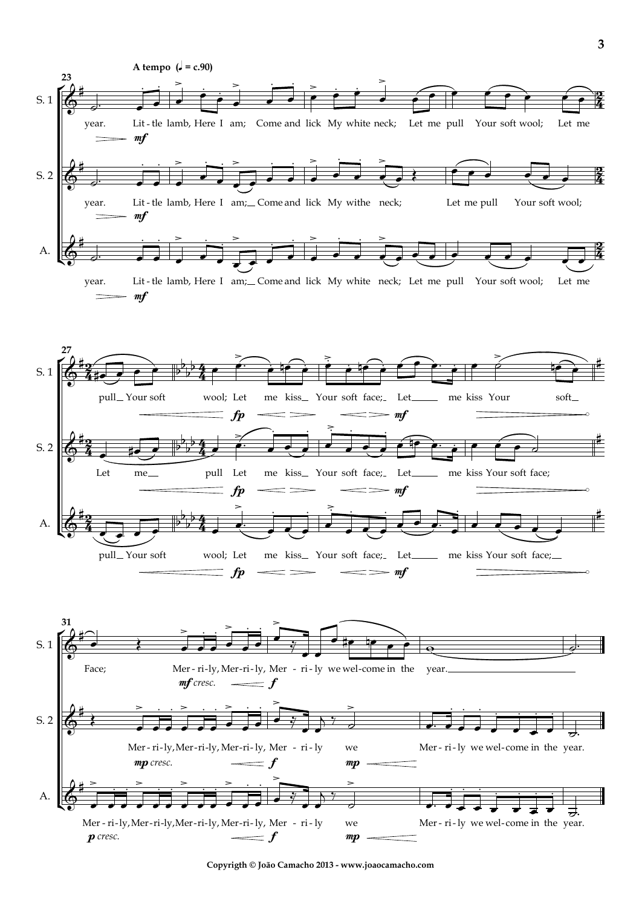A tempo (♩ = c.90)

**S. 1:** year. Lit-tle lamb, Here I am; Come and lick My white neck; Let me pull Your soft wool; Let me pull Your soft wool; Let me kiss Your soft face; Let me kiss Your soft Face; Mer-ri-ly, Mer-ri-ly, Mer-ri-ly we wel-come in the year.

**S. 2:** year. Lit-tle lamb, Here I am; Come and lick My withe neck; Let me pull Your soft wool; Let me pull Let me kiss Your soft face; Let me kiss Your soft face; Mer-ri-ly, Mer-ri-ly, Mer-ri-ly, Mer-ri-ly we Mer-ri-ly we wel-come in the year.

**A.:** year. Lit-tle lamb, Here I am; Come and lick My white neck; Let me pull Your soft wool; Let me pull Your soft wool; Let me kiss Your soft face; Let me kiss Your soft face; Mer-ri-ly, Mer-ri-ly, Mer-ri-ly, Mer-ri-ly, Mer-ri-ly we Mer-ri-ly we wel-come in the year.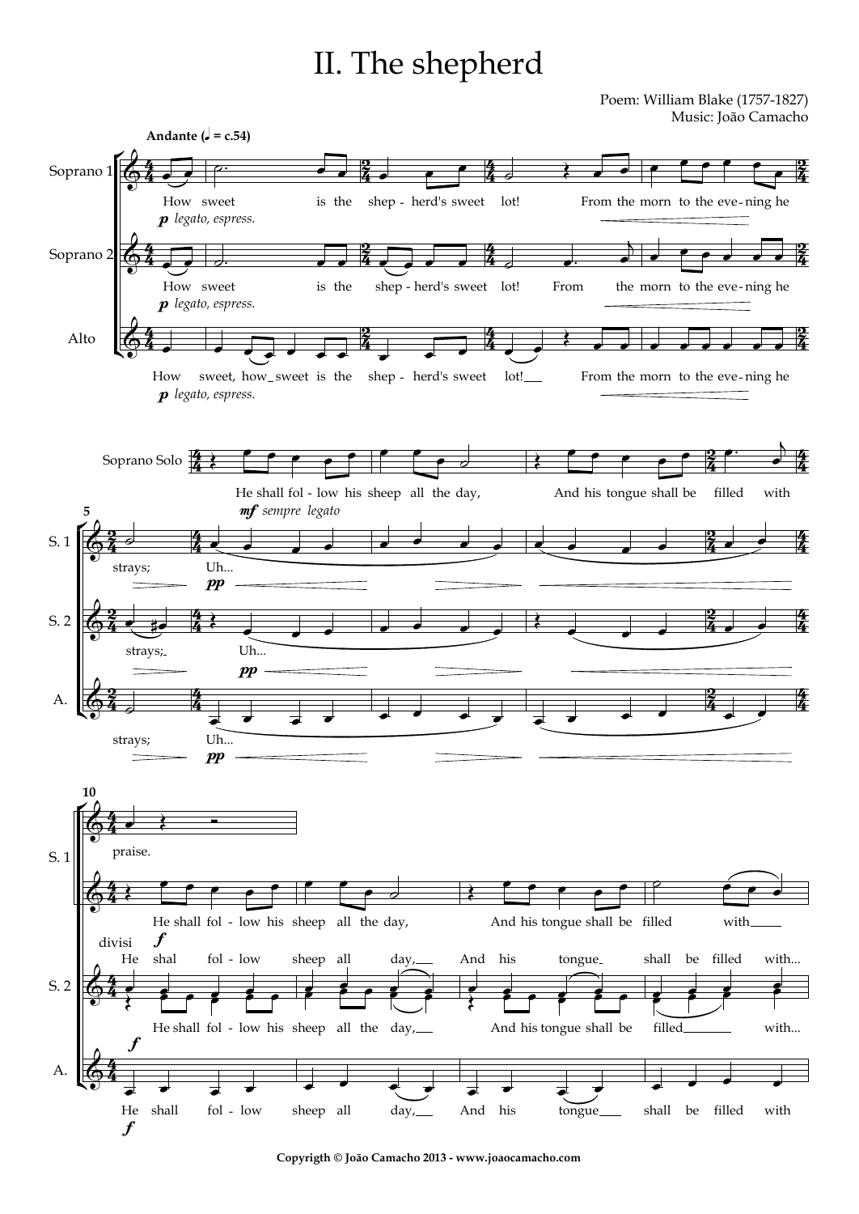# II. The shepherd

Poem: William Blake (1757-1827)
Music: João Camacho

**Andante** (♩ = c.54)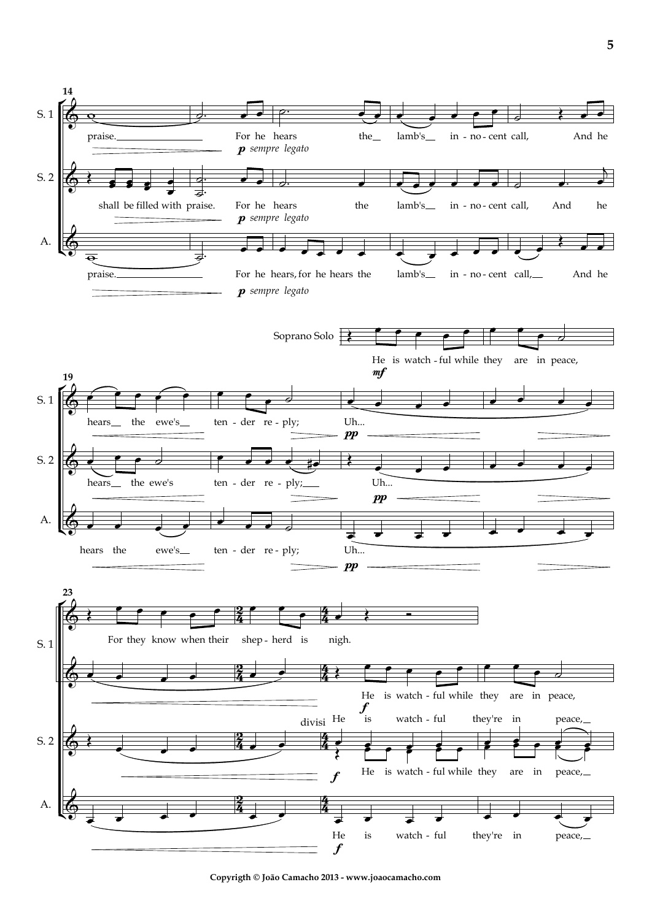S. 1: praise. For he hears the lamb's in - no - cent call, And he

S. 2: shall be filled with praise. For he hears the lamb's in - no - cent call, And he

A.: praise. For he hears, for he hears the lamb's in - no - cent call, And he

*p sempre legato*

Soprano Solo: He is watch - ful while they are in peace,

*mf*

S. 1: hears the ewe's ten - der re - ply; Uh...

S. 2: hears the ewe's ten - der re - ply; Uh...

A.: hears the ewe's ten - der re - ply; Uh...

*pp*

S. 1: For they know when their shep - herd is nigh. He is watch - ful while they are in peace,

*f*

divisi

S. 2: He is watch - ful they're in peace, He is watch - ful while they are in peace,

*f*

A.: He is watch - ful they're in peace,

*f*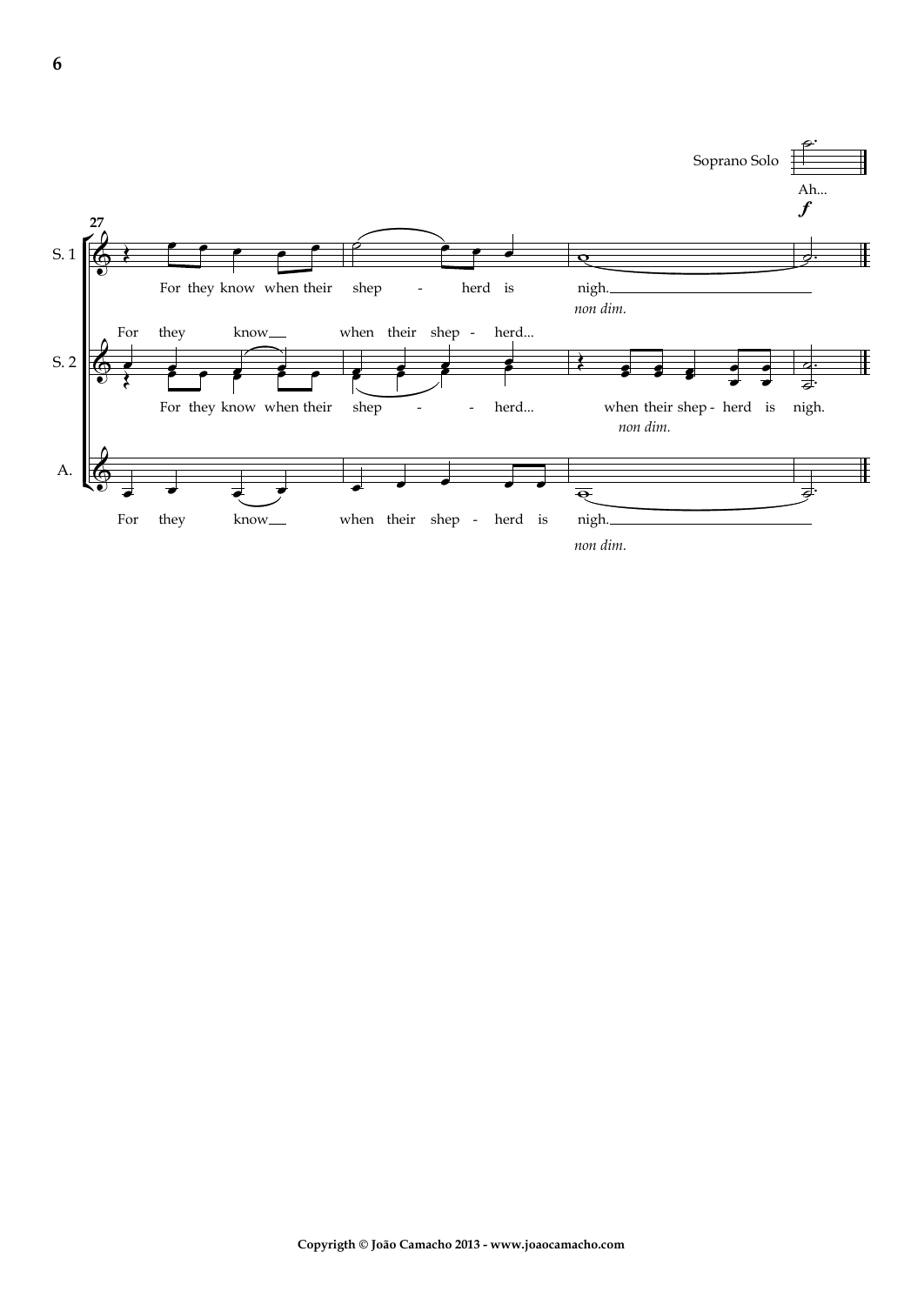Soprano Solo

Ah...

*f*

27

S. 1

For they know when their shep - herd is nigh.

*non dim.*

S. 2

For they know when their shep - herd...

For they know when their shep - - herd... when their shep - herd is nigh.

*non dim.*

A.

For they know when their shep - herd is nigh.

*non dim.*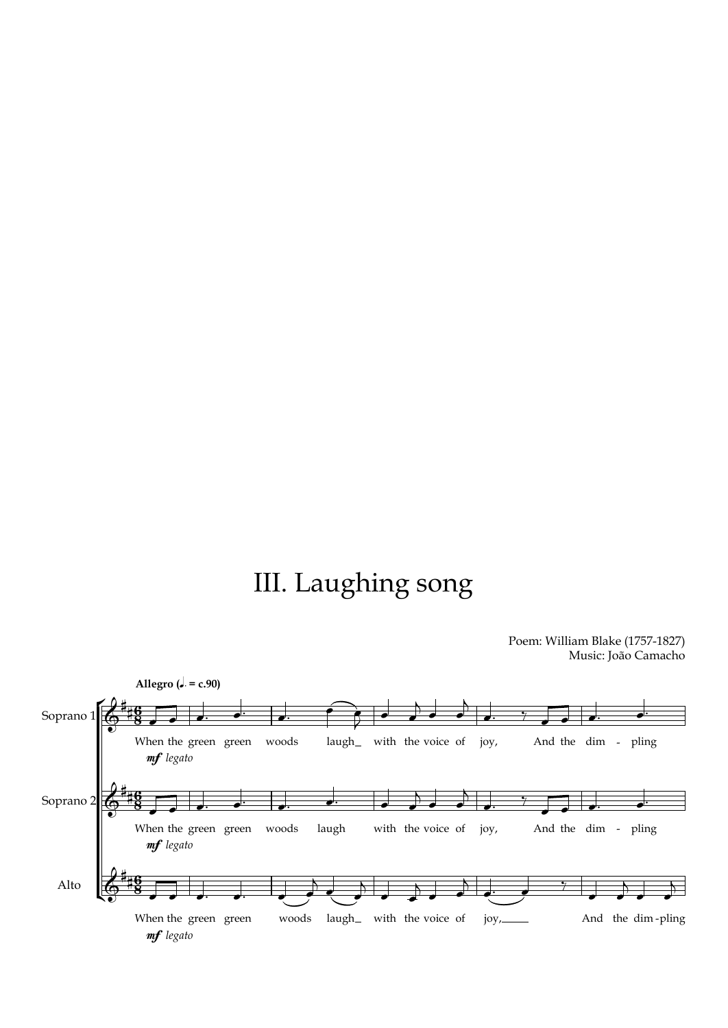# III. Laughing song

Poem: William Blake (1757-1827)
Music: João Camacho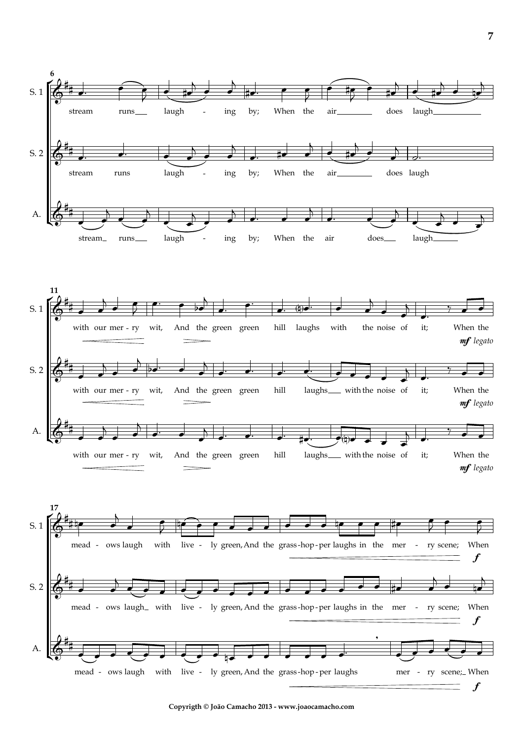**6**

S. 1: stream runs laugh - ing by; When the air does laugh

S. 2: stream runs laugh - ing by; When the air does laugh

A.: stream runs laugh - ing by; When the air does laugh

**11**

S. 1: with our mer - ry wit, And the green green hill laughs with the noise of it; When the

*mf legato*

S. 2: with our mer - ry wit, And the green green hill laughs with the noise of it; When the

*mf legato*

A.: with our mer - ry wit, And the green green hill laughs with the noise of it; When the

*mf legato*

**17**

S. 1: mead - ows laugh with live - ly green, And the grass-hop-per laughs in the mer - ry scene; When

***f***

S. 2: mead - ows laugh with live - ly green, And the grass-hop-per laughs in the mer - ry scene; When

***f***

A.: mead - ows laugh with live - ly green, And the grass-hop-per laughs mer - ry scene; When

***f***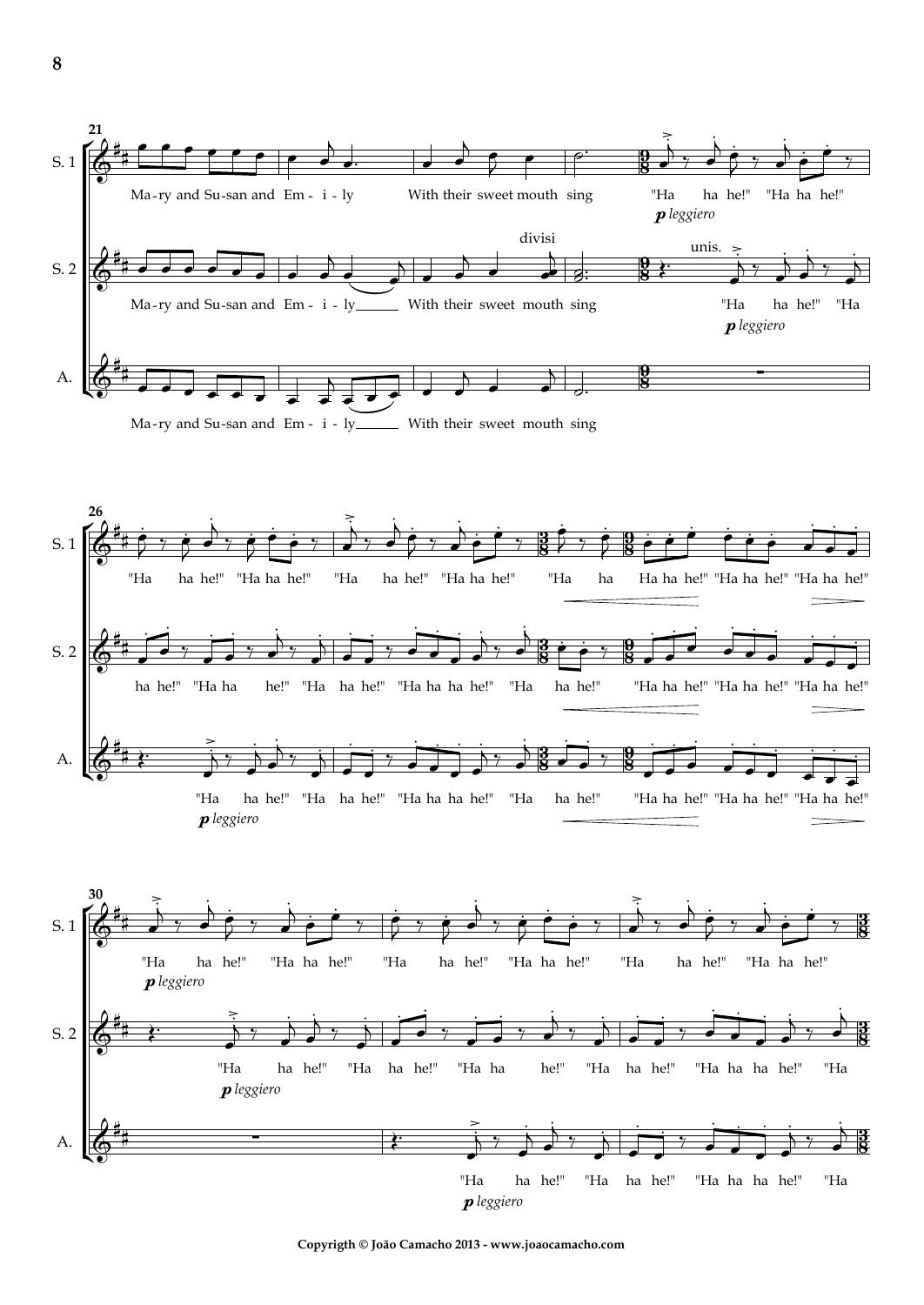**21**

S. 1: Ma-ry and Su-san and Em - i - ly With their sweet mouth sing "Ha ha he!" "Ha ha he!"

*p leggiero*

S. 2: Ma-ry and Su-san and Em - i - ly With their sweet mouth sing "Ha ha he!" "Ha

divisi — unis.

*p leggiero*

A.: Ma-ry and Su-san and Em - i - ly With their sweet mouth sing

**26**

S. 1: "Ha ha he!" "Ha ha he!" "Ha ha he!" "Ha ha he!" "Ha ha Ha ha he!" "Ha ha he!" "Ha ha he!"

S. 2: ha he!" "Ha ha he!" "Ha ha he!" "Ha ha ha he!" "Ha ha he!" "Ha ha he!" "Ha ha he!" "Ha ha he!"

A.: "Ha ha he!" "Ha ha he!" "Ha ha ha he!" "Ha ha he!" "Ha ha he!" "Ha ha he!" "Ha ha he!"

*p leggiero*

**30**

S. 1: "Ha ha he!" "Ha ha he!" "Ha ha he!" "Ha ha he!" "Ha ha he!" "Ha ha he!"

*p leggiero*

S. 2: "Ha ha he!" "Ha ha he!" "Ha ha he!" "Ha ha he!" "Ha ha ha he!" "Ha

*p leggiero*

A.: "Ha ha he!" "Ha ha he!" "Ha ha ha he!" "Ha

*p leggiero*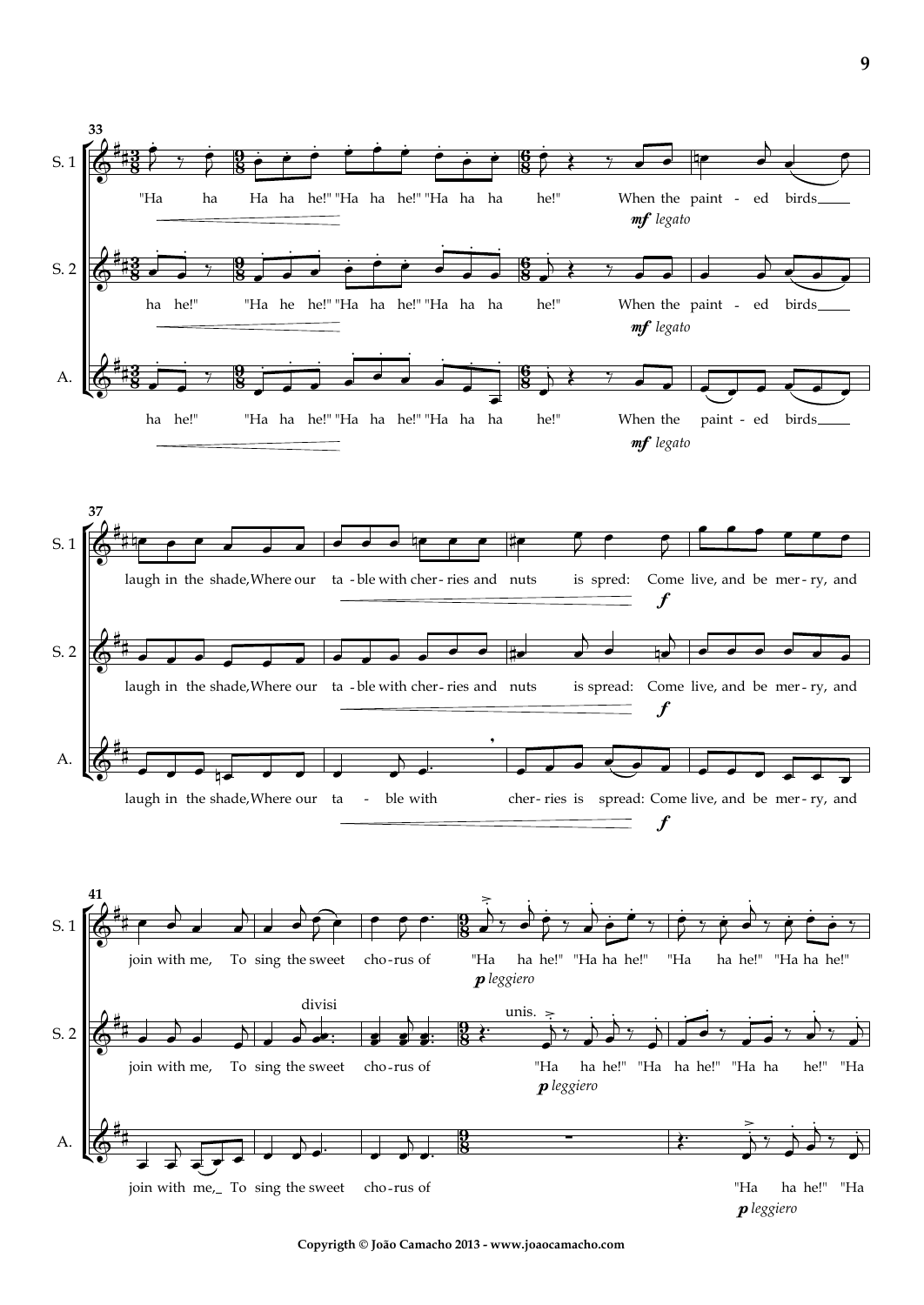**33**

S. 1: "Ha ha Ha ha he!" "Ha ha he!" "Ha ha ha he!" When the paint - ed birds___ *mf legato*

S. 2: ha he!" "Ha he he!" "Ha ha he!" "Ha ha ha he!" When the paint - ed birds___ *mf legato*

A.: ha he!" "Ha ha he!" "Ha ha he!" "Ha ha ha he!" When the paint - ed birds___ *mf legato*

**37**

S. 1: laugh in the shade, Where our ta - ble with cher - ries and nuts is spred: Come live, and be mer - ry, and *f*

S. 2: laugh in the shade, Where our ta - ble with cher - ries and nuts is spread: Come live, and be mer - ry, and *f*

A.: laugh in the shade, Where our ta - ble with cher - ries is spread: Come live, and be mer - ry, and *f*

**41**

S. 1: join with me, To sing the sweet cho - rus of "Ha ha he!" "Ha ha he!" "Ha ha he!" "Ha ha he!" *p leggiero*

S. 2: join with me, To sing the sweet cho - rus of "Ha ha he!" "Ha ha he!" "Ha ha he!" "Ha *p leggiero* (divisi / unis.)

A.: join with me,_ To sing the sweet cho - rus of "Ha ha he!" "Ha *p leggiero*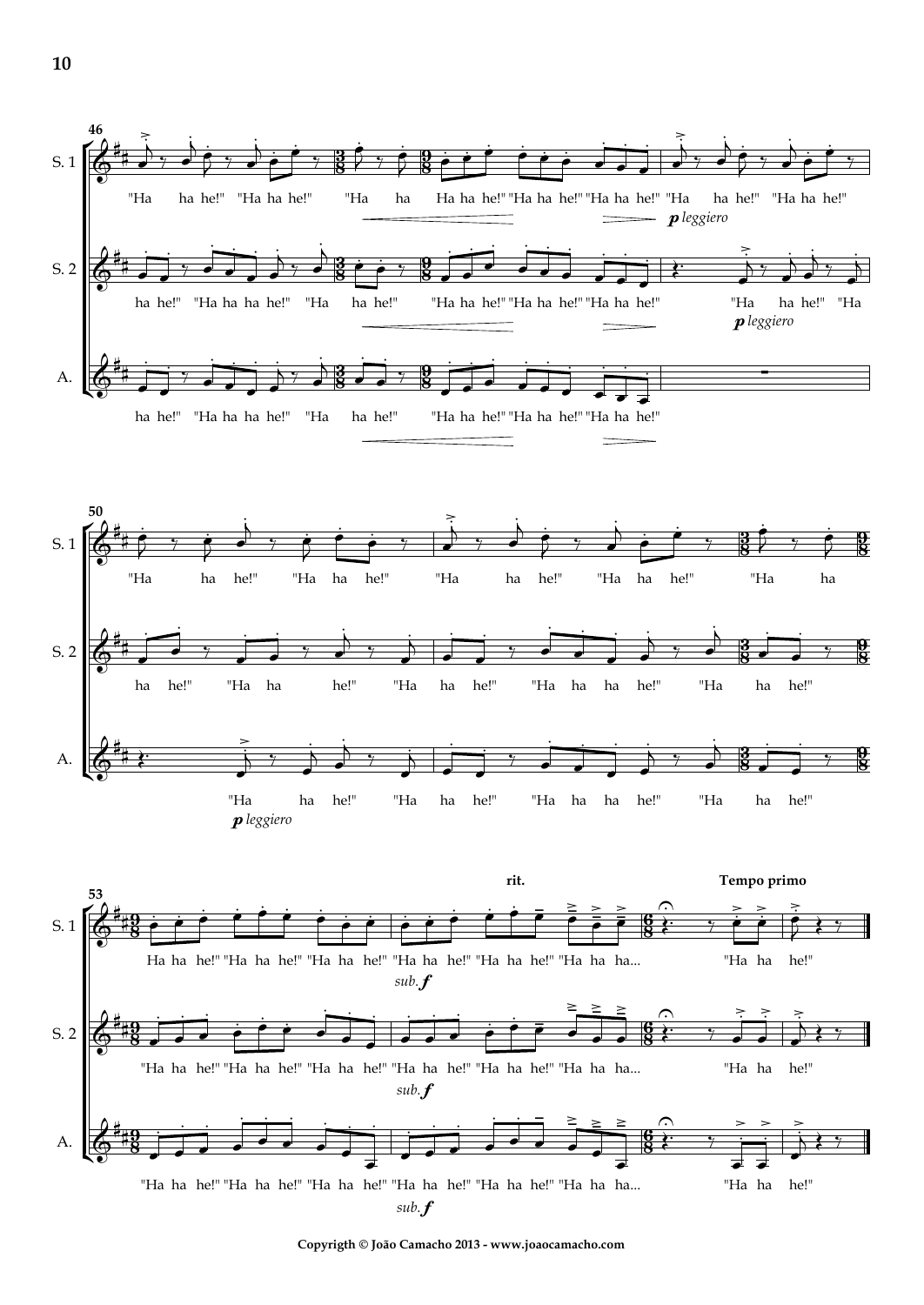Copyrigth © João Camacho 2013 - www.joaocamacho.com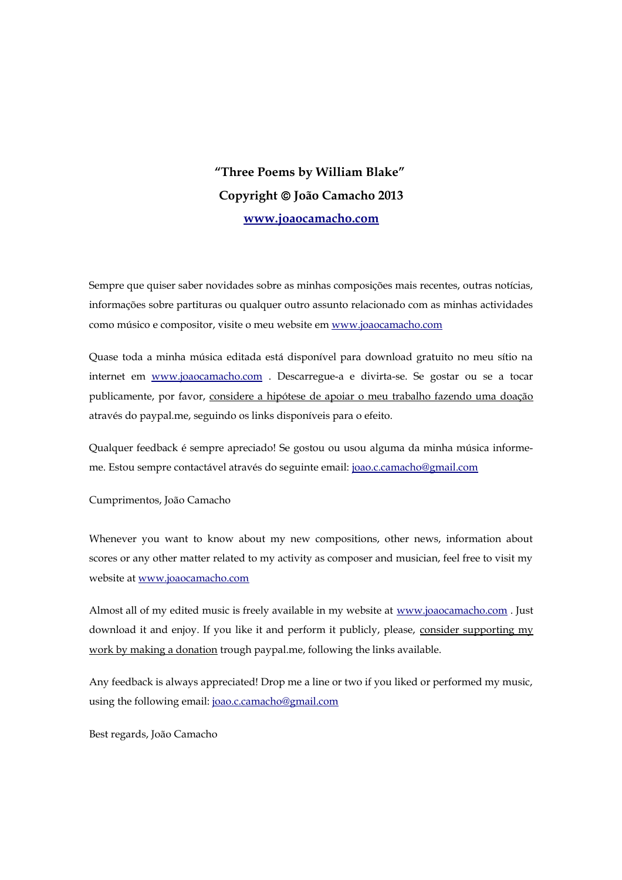**"Three Poems by William Blake"**

**Copyright © João Camacho 2013**

**www.joaocamacho.com**

Sempre que quiser saber novidades sobre as minhas composições mais recentes, outras notícias, informações sobre partituras ou qualquer outro assunto relacionado com as minhas actividades como músico e compositor, visite o meu website em www.joaocamacho.com

Quase toda a minha música editada está disponível para download gratuito no meu sítio na internet em www.joaocamacho.com . Descarregue-a e divirta-se. Se gostar ou se a tocar publicamente, por favor, considere a hipótese de apoiar o meu trabalho fazendo uma doação através do paypal.me, seguindo os links disponíveis para o efeito.

Qualquer feedback é sempre apreciado! Se gostou ou usou alguma da minha música informe-me. Estou sempre contactável através do seguinte email: joao.c.camacho@gmail.com

Cumprimentos, João Camacho

Whenever you want to know about my new compositions, other news, information about scores or any other matter related to my activity as composer and musician, feel free to visit my website at www.joaocamacho.com

Almost all of my edited music is freely available in my website at www.joaocamacho.com . Just download it and enjoy. If you like it and perform it publicly, please, consider supporting my work by making a donation trough paypal.me, following the links available.

Any feedback is always appreciated! Drop me a line or two if you liked or performed my music, using the following email: joao.c.camacho@gmail.com

Best regards, João Camacho